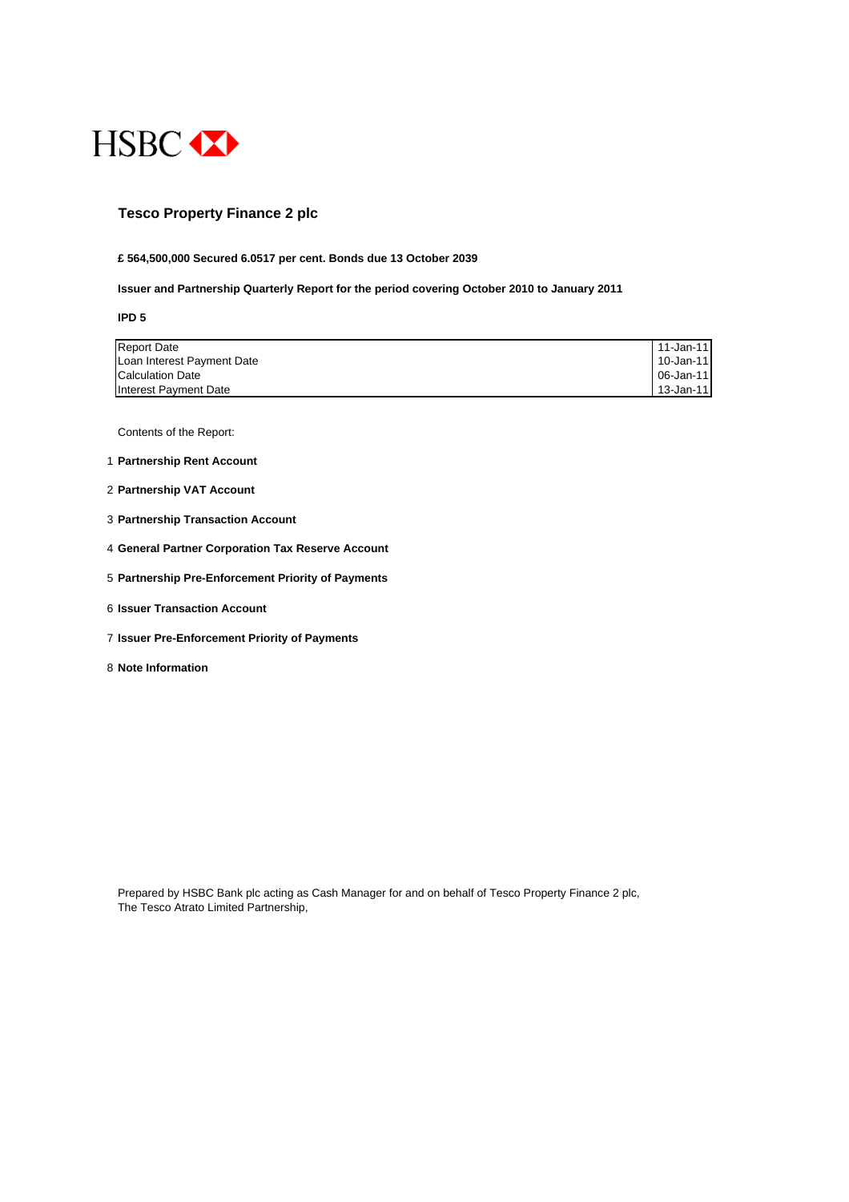HSBC

# Tesco Property Finance 2 plc

**£ 564,500,000 Secured 6.0517 per cent. Bonds due 13 October 2039**

**Issuer and Partnership Quarterly Report for the period covering October 2010 to January 2011**

**IPD 5**

| | |
|---|---|
| Report Date | 11-Jan-11 |
| Loan Interest Payment Date | 10-Jan-11 |
| Calculation Date | 06-Jan-11 |
| Interest Payment Date | 13-Jan-11 |

Contents of the Report:

1. **Partnership Rent Account**
2. **Partnership VAT Account**
3. **Partnership Transaction Account**
4. **General Partner Corporation Tax Reserve Account**
5. **Partnership Pre-Enforcement Priority of Payments**
6. **Issuer Transaction Account**
7. **Issuer Pre-Enforcement Priority of Payments**
8. **Note Information**

Prepared by HSBC Bank plc acting as Cash Manager for and on behalf of Tesco Property Finance 2 plc,
The Tesco Atrato Limited Partnership,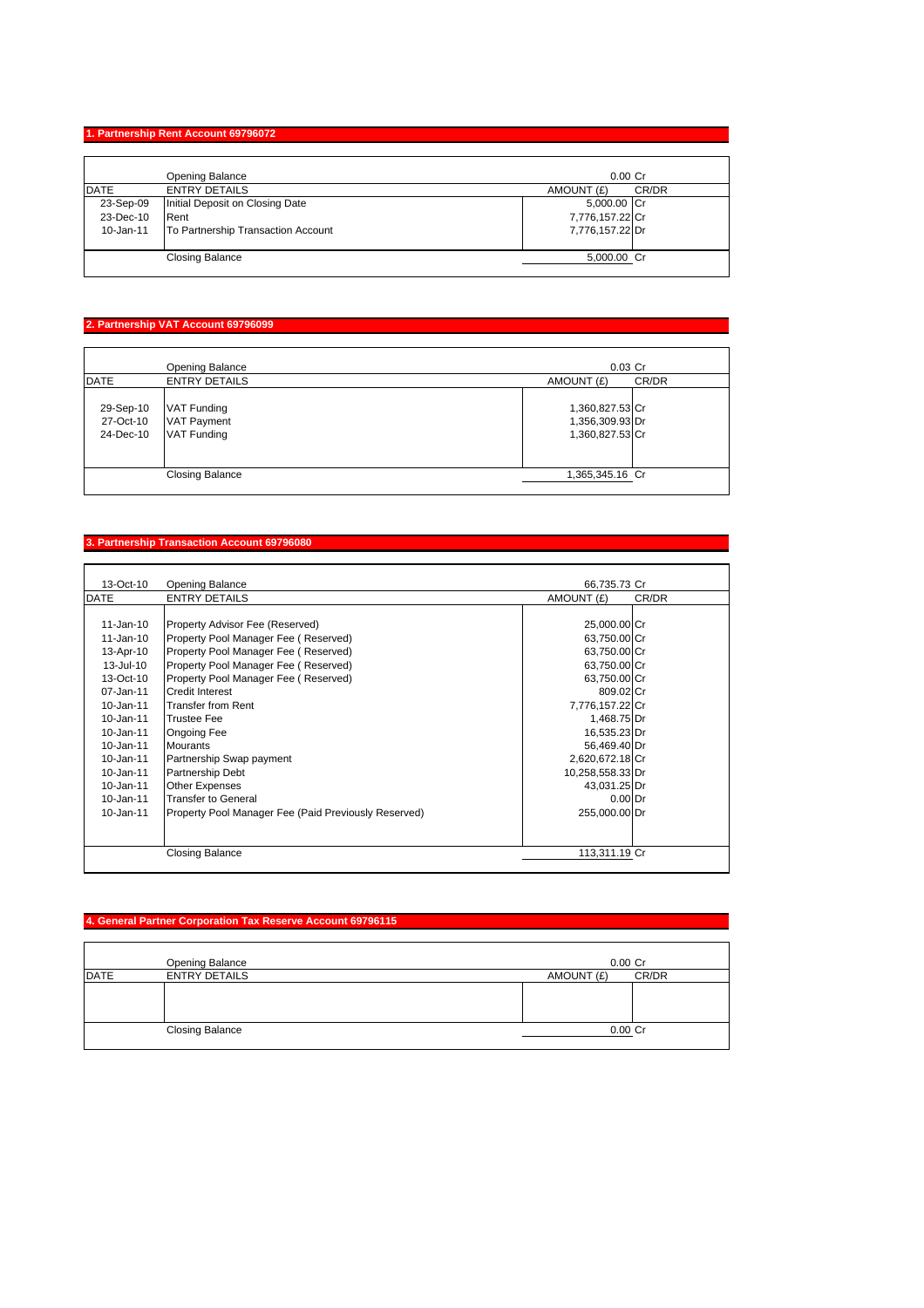## 1. Partnership Rent Account 69796072

| DATE | ENTRY DETAILS | AMOUNT (£) | CR/DR |
|---|---|---|---|
| | Opening Balance | 0.00 | Cr |
| 23-Sep-09 | Initial Deposit on Closing Date | 5,000.00 | Cr |
| 23-Dec-10 | Rent | 7,776,157.22 | Cr |
| 10-Jan-11 | To Partnership Transaction Account | 7,776,157.22 | Dr |
| | Closing Balance | 5,000.00 | Cr |

## 2. Partnership VAT Account 69796099

| DATE | ENTRY DETAILS | AMOUNT (£) | CR/DR |
|---|---|---|---|
| | Opening Balance | 0.03 | Cr |
| 29-Sep-10 | VAT Funding | 1,360,827.53 | Cr |
| 27-Oct-10 | VAT Payment | 1,356,309.93 | Dr |
| 24-Dec-10 | VAT Funding | 1,360,827.53 | Cr |
| | Closing Balance | 1,365,345.16 | Cr |

## 3. Partnership Transaction Account 69796080

| DATE | ENTRY DETAILS | AMOUNT (£) | CR/DR |
|---|---|---|---|
| 13-Oct-10 | Opening Balance | 66,735.73 | Cr |
| 11-Jan-10 | Property Advisor Fee (Reserved) | 25,000.00 | Cr |
| 11-Jan-10 | Property Pool Manager Fee ( Reserved) | 63,750.00 | Cr |
| 13-Apr-10 | Property Pool Manager Fee ( Reserved) | 63,750.00 | Cr |
| 13-Jul-10 | Property Pool Manager Fee ( Reserved) | 63,750.00 | Cr |
| 13-Oct-10 | Property Pool Manager Fee ( Reserved) | 63,750.00 | Cr |
| 07-Jan-11 | Credit Interest | 809.02 | Cr |
| 10-Jan-11 | Transfer from Rent | 7,776,157.22 | Cr |
| 10-Jan-11 | Trustee Fee | 1,468.75 | Dr |
| 10-Jan-11 | Ongoing Fee | 16,535.23 | Dr |
| 10-Jan-11 | Mourants | 56,469.40 | Dr |
| 10-Jan-11 | Partnership Swap payment | 2,620,672.18 | Cr |
| 10-Jan-11 | Partnership Debt | 10,258,558.33 | Dr |
| 10-Jan-11 | Other Expenses | 43,031.25 | Dr |
| 10-Jan-11 | Transfer to General | 0.00 | Dr |
| 10-Jan-11 | Property Pool Manager Fee (Paid Previously Reserved) | 255,000.00 | Dr |
| | Closing Balance | 113,311.19 | Cr |

## 4. General Partner Corporation Tax Reserve Account 69796115

| DATE | ENTRY DETAILS | AMOUNT (£) | CR/DR |
|---|---|---|---|
| | Opening Balance | 0.00 | Cr |
| | Closing Balance | 0.00 | Cr |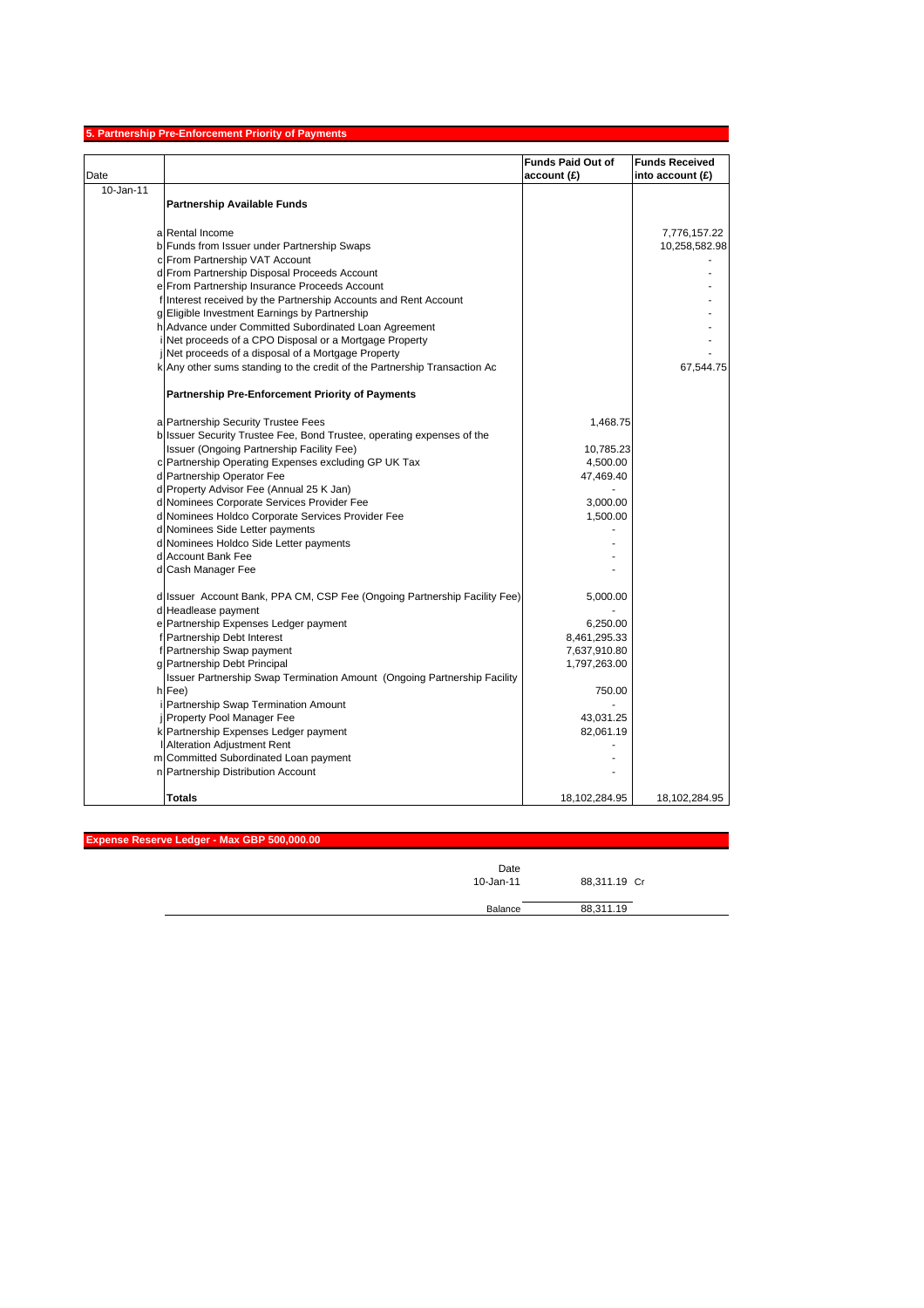## 5. Partnership Pre-Enforcement Priority of Payments

| Date | | | Funds Paid Out of account (£) | Funds Received into account (£) |
|---|---|---|---|---|
| 10-Jan-11 | | **Partnership Available Funds** | | |
| | a | Rental Income | | 7,776,157.22 |
| | b | Funds from Issuer under Partnership Swaps | | 10,258,582.98 |
| | c | From Partnership VAT Account | | - |
| | d | From Partnership Disposal Proceeds Account | | - |
| | e | From Partnership Insurance Proceeds Account | | - |
| | f | Interest received by the Partnership Accounts and Rent Account | | - |
| | g | Eligible Investment Earnings by Partnership | | - |
| | h | Advance under Committed Subordinated Loan Agreement | | - |
| | i | Net proceeds of a CPO Disposal or a Mortgage Property | | - |
| | j | Net proceeds of a disposal of a Mortgage Property | | - |
| | k | Any other sums standing to the credit of the Partnership Transaction Ac | | 67,544.75 |
| | | **Partnership Pre-Enforcement Priority of Payments** | | |
| | a | Partnership Security Trustee Fees | 1,468.75 | |
| | b | Issuer Security Trustee Fee, Bond Trustee, operating expenses of the Issuer (Ongoing Partnership Facility Fee) | 10,785.23 | |
| | c | Partnership Operating Expenses excluding GP UK Tax | 4,500.00 | |
| | d | Partnership Operator Fee | 47,469.40 | |
| | d | Property Advisor Fee (Annual 25 K Jan) | - | |
| | d | Nominees Corporate Services Provider Fee | 3,000.00 | |
| | d | Nominees Holdco Corporate Services Provider Fee | 1,500.00 | |
| | d | Nominees Side Letter payments | - | |
| | d | Nominees Holdco Side Letter payments | - | |
| | d | Account Bank Fee | - | |
| | d | Cash Manager Fee | - | |
| | d | Issuer Account Bank, PPA CM, CSP Fee (Ongoing Partnership Facility Fee) | 5,000.00 | |
| | d | Headlease payment | - | |
| | e | Partnership Expenses Ledger payment | 6,250.00 | |
| | f | Partnership Debt Interest | 8,461,295.33 | |
| | f | Partnership Swap payment | 7,637,910.80 | |
| | g | Partnership Debt Principal | 1,797,263.00 | |
| | h | Issuer Partnership Swap Termination Amount (Ongoing Partnership Facility Fee) | 750.00 | |
| | i | Partnership Swap Termination Amount | - | |
| | j | Property Pool Manager Fee | 43,031.25 | |
| | k | Partnership Expenses Ledger payment | 82,061.19 | |
| | l | Alteration Adjustment Rent | - | |
| | m | Committed Subordinated Loan payment | - | |
| | n | Partnership Distribution Account | - | |
| | | **Totals** | 18,102,284.95 | 18,102,284.95 |

## Expense Reserve Ledger - Max GBP 500,000.00

| Date | | |
|---|---|---|
| 10-Jan-11 | 88,311.19 | Cr |
| Balance | 88,311.19 | |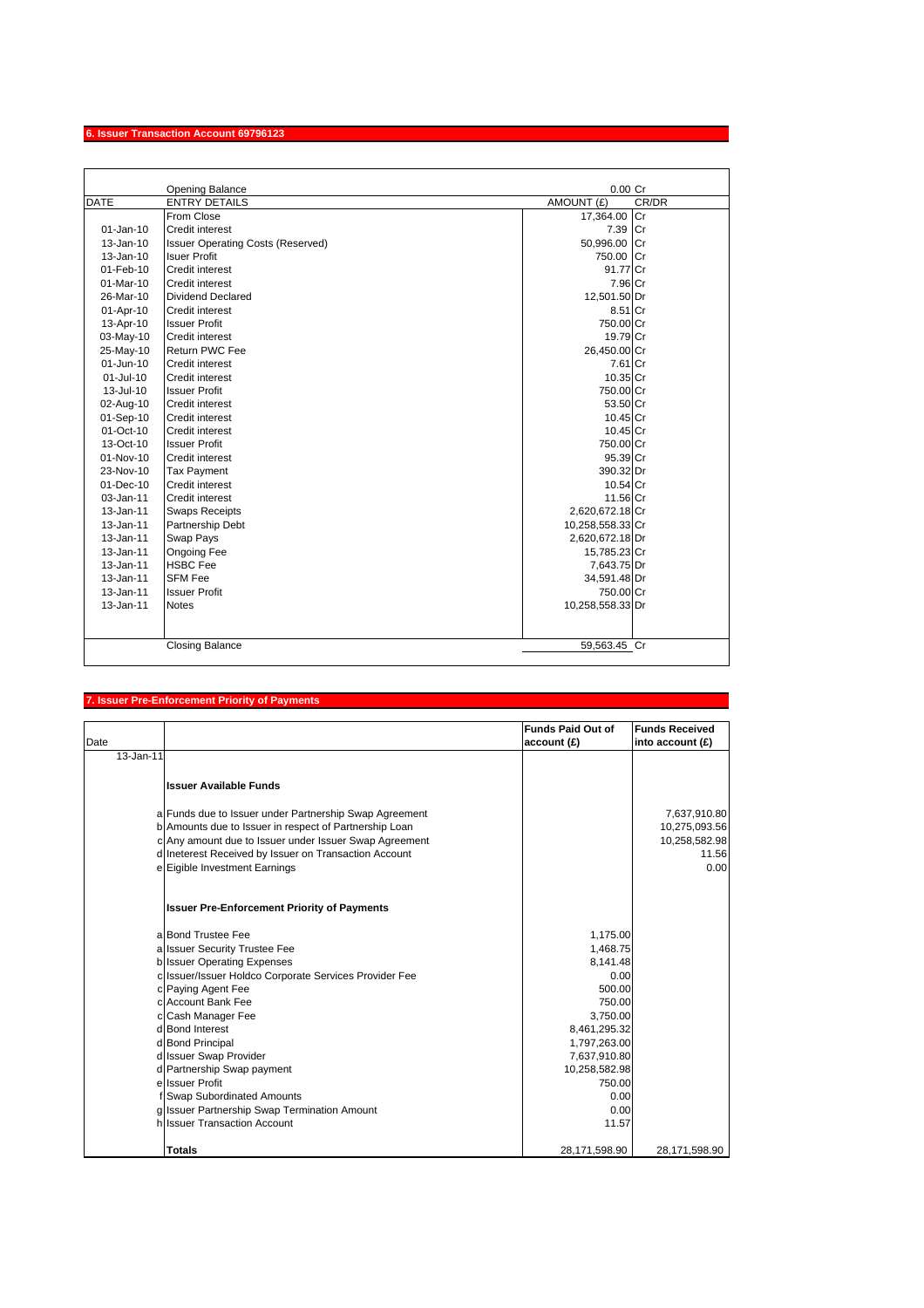## 6. Issuer Transaction Account 69796123

| DATE | ENTRY DETAILS | AMOUNT (£) | CR/DR |
|---|---|---|---|
| | Opening Balance | 0.00 | Cr |
| | From Close | 17,364.00 | Cr |
| 01-Jan-10 | Credit interest | 7.39 | Cr |
| 13-Jan-10 | Issuer Operating Costs (Reserved) | 50,996.00 | Cr |
| 13-Jan-10 | Isuer Profit | 750.00 | Cr |
| 01-Feb-10 | Credit interest | 91.77 | Cr |
| 01-Mar-10 | Credit interest | 7.96 | Cr |
| 26-Mar-10 | Dividend Declared | 12,501.50 | Dr |
| 01-Apr-10 | Credit interest | 8.51 | Cr |
| 13-Apr-10 | Issuer Profit | 750.00 | Cr |
| 03-May-10 | Credit interest | 19.79 | Cr |
| 25-May-10 | Return PWC Fee | 26,450.00 | Cr |
| 01-Jun-10 | Credit interest | 7.61 | Cr |
| 01-Jul-10 | Credit interest | 10.35 | Cr |
| 13-Jul-10 | Issuer Profit | 750.00 | Cr |
| 02-Aug-10 | Credit interest | 53.50 | Cr |
| 01-Sep-10 | Credit interest | 10.45 | Cr |
| 01-Oct-10 | Credit interest | 10.45 | Cr |
| 13-Oct-10 | Issuer Profit | 750.00 | Cr |
| 01-Nov-10 | Credit interest | 95.39 | Cr |
| 23-Nov-10 | Tax Payment | 390.32 | Dr |
| 01-Dec-10 | Credit interest | 10.54 | Cr |
| 03-Jan-11 | Credit interest | 11.56 | Cr |
| 13-Jan-11 | Swaps Receipts | 2,620,672.18 | Cr |
| 13-Jan-11 | Partnership Debt | 10,258,558.33 | Cr |
| 13-Jan-11 | Swap Pays | 2,620,672.18 | Dr |
| 13-Jan-11 | Ongoing Fee | 15,785.23 | Cr |
| 13-Jan-11 | HSBC Fee | 7,643.75 | Dr |
| 13-Jan-11 | SFM Fee | 34,591.48 | Dr |
| 13-Jan-11 | Issuer Profit | 750.00 | Cr |
| 13-Jan-11 | Notes | 10,258,558.33 | Dr |
| | Closing Balance | 59,563.45 | Cr |

## 7. Issuer Pre-Enforcement Priority of Payments

| Date | | | Funds Paid Out of account (£) | Funds Received into account (£) |
|---|---|---|---|---|
| 13-Jan-11 | | | | |
| | | **Issuer Available Funds** | | |
| | a | Funds due to Issuer under Partnership Swap Agreement | | 7,637,910.80 |
| | b | Amounts due to Issuer in respect of Partnership Loan | | 10,275,093.56 |
| | c | Any amount due to Issuer under Issuer Swap Agreement | | 10,258,582.98 |
| | d | Ineterest Received by Issuer on Transaction Account | | 11.56 |
| | e | Eigible Investment Earnings | | 0.00 |
| | | **Issuer Pre-Enforcement Priority of Payments** | | |
| | a | Bond Trustee Fee | 1,175.00 | |
| | a | Issuer Security Trustee Fee | 1,468.75 | |
| | b | Issuer Operating Expenses | 8,141.48 | |
| | c | Issuer/Issuer Holdco Corporate Services Provider Fee | 0.00 | |
| | c | Paying Agent Fee | 500.00 | |
| | c | Account Bank Fee | 750.00 | |
| | c | Cash Manager Fee | 3,750.00 | |
| | d | Bond Interest | 8,461,295.32 | |
| | d | Bond Principal | 1,797,263.00 | |
| | d | Issuer Swap Provider | 7,637,910.80 | |
| | d | Partnership Swap payment | 10,258,582.98 | |
| | e | Issuer Profit | 750.00 | |
| | f | Swap Subordinated Amounts | 0.00 | |
| | g | Issuer Partnership Swap Termination Amount | 0.00 | |
| | h | Issuer Transaction Account | 11.57 | |
| | | **Totals** | 28,171,598.90 | 28,171,598.90 |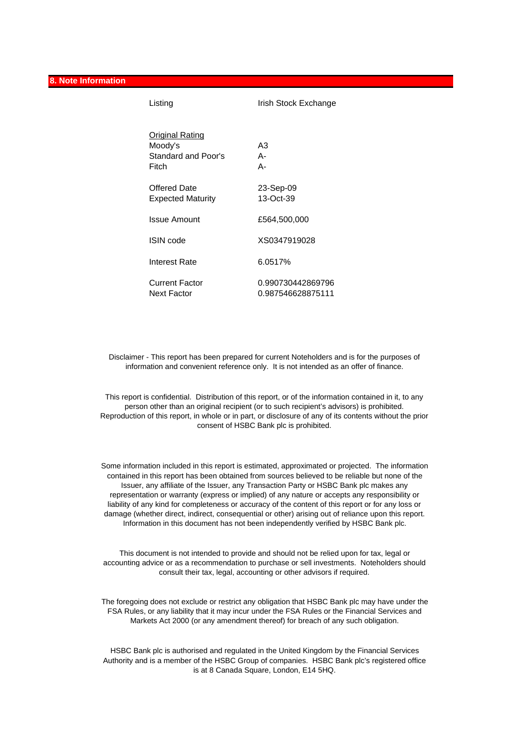## 8. Note Information

| | |
|---|---|
| Listing | Irish Stock Exchange |
| <u>Original Rating</u> | |
| Moody's | A3 |
| Standard and Poor's | A- |
| Fitch | A- |
| Offered Date | 23-Sep-09 |
| Expected Maturity | 13-Oct-39 |
| Issue Amount | £564,500,000 |
| ISIN code | XS0347919028 |
| Interest Rate | 6.0517% |
| Current Factor | 0.990730442869796 |
| Next Factor | 0.987546628875111 |

Disclaimer - This report has been prepared for current Noteholders and is for the purposes of information and convenient reference only. It is not intended as an offer of finance.

This report is confidential. Distribution of this report, or of the information contained in it, to any person other than an original recipient (or to such recipient's advisors) is prohibited. Reproduction of this report, in whole or in part, or disclosure of any of its contents without the prior consent of HSBC Bank plc is prohibited.

Some information included in this report is estimated, approximated or projected. The information contained in this report has been obtained from sources believed to be reliable but none of the Issuer, any affiliate of the Issuer, any Transaction Party or HSBC Bank plc makes any representation or warranty (express or implied) of any nature or accepts any responsibility or liability of any kind for completeness or accuracy of the content of this report or for any loss or damage (whether direct, indirect, consequential or other) arising out of reliance upon this report. Information in this document has not been independently verified by HSBC Bank plc.

This document is not intended to provide and should not be relied upon for tax, legal or accounting advice or as a recommendation to purchase or sell investments. Noteholders should consult their tax, legal, accounting or other advisors if required.

The foregoing does not exclude or restrict any obligation that HSBC Bank plc may have under the FSA Rules, or any liability that it may incur under the FSA Rules or the Financial Services and Markets Act 2000 (or any amendment thereof) for breach of any such obligation.

HSBC Bank plc is authorised and regulated in the United Kingdom by the Financial Services Authority and is a member of the HSBC Group of companies. HSBC Bank plc's registered office is at 8 Canada Square, London, E14 5HQ.